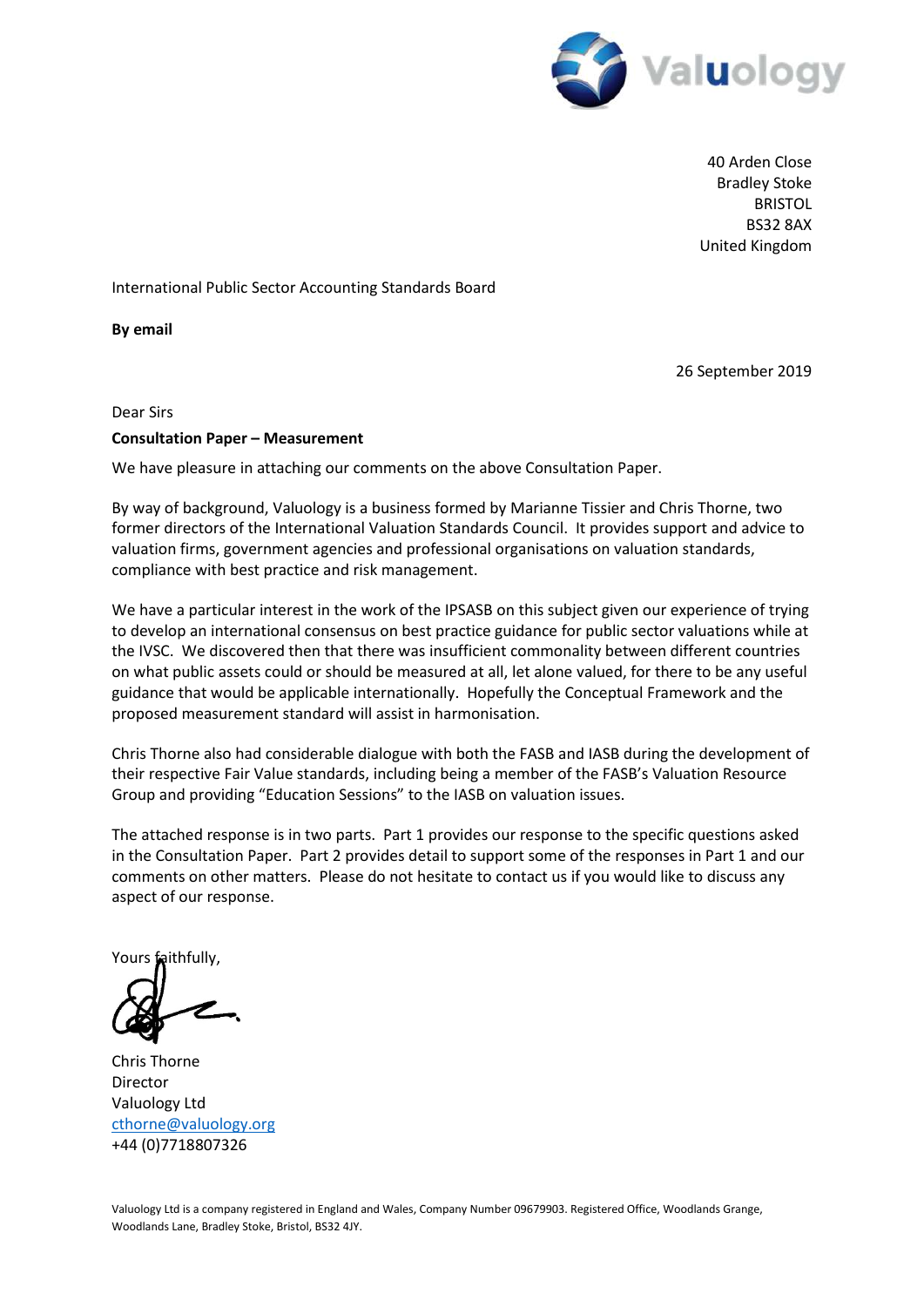Valuology

40 Arden Close
Bradley Stoke
BRISTOL
BS32 8AX
United Kingdom

International Public Sector Accounting Standards Board

**By email**

26 September 2019

Dear Sirs

**Consultation Paper – Measurement**

We have pleasure in attaching our comments on the above Consultation Paper.

By way of background, Valuology is a business formed by Marianne Tissier and Chris Thorne, two former directors of the International Valuation Standards Council. It provides support and advice to valuation firms, government agencies and professional organisations on valuation standards, compliance with best practice and risk management.

We have a particular interest in the work of the IPSASB on this subject given our experience of trying to develop an international consensus on best practice guidance for public sector valuations while at the IVSC. We discovered then that there was insufficient commonality between different countries on what public assets could or should be measured at all, let alone valued, for there to be any useful guidance that would be applicable internationally. Hopefully the Conceptual Framework and the proposed measurement standard will assist in harmonisation.

Chris Thorne also had considerable dialogue with both the FASB and IASB during the development of their respective Fair Value standards, including being a member of the FASB's Valuation Resource Group and providing "Education Sessions" to the IASB on valuation issues.

The attached response is in two parts. Part 1 provides our response to the specific questions asked in the Consultation Paper. Part 2 provides detail to support some of the responses in Part 1 and our comments on other matters. Please do not hesitate to contact us if you would like to discuss any aspect of our response.

Yours faithfully,

Chris Thorne
Director
Valuology Ltd
cthorne@valuology.org
+44 (0)7718807326

Valuology Ltd is a company registered in England and Wales, Company Number 09679903. Registered Office, Woodlands Grange, Woodlands Lane, Bradley Stoke, Bristol, BS32 4JY.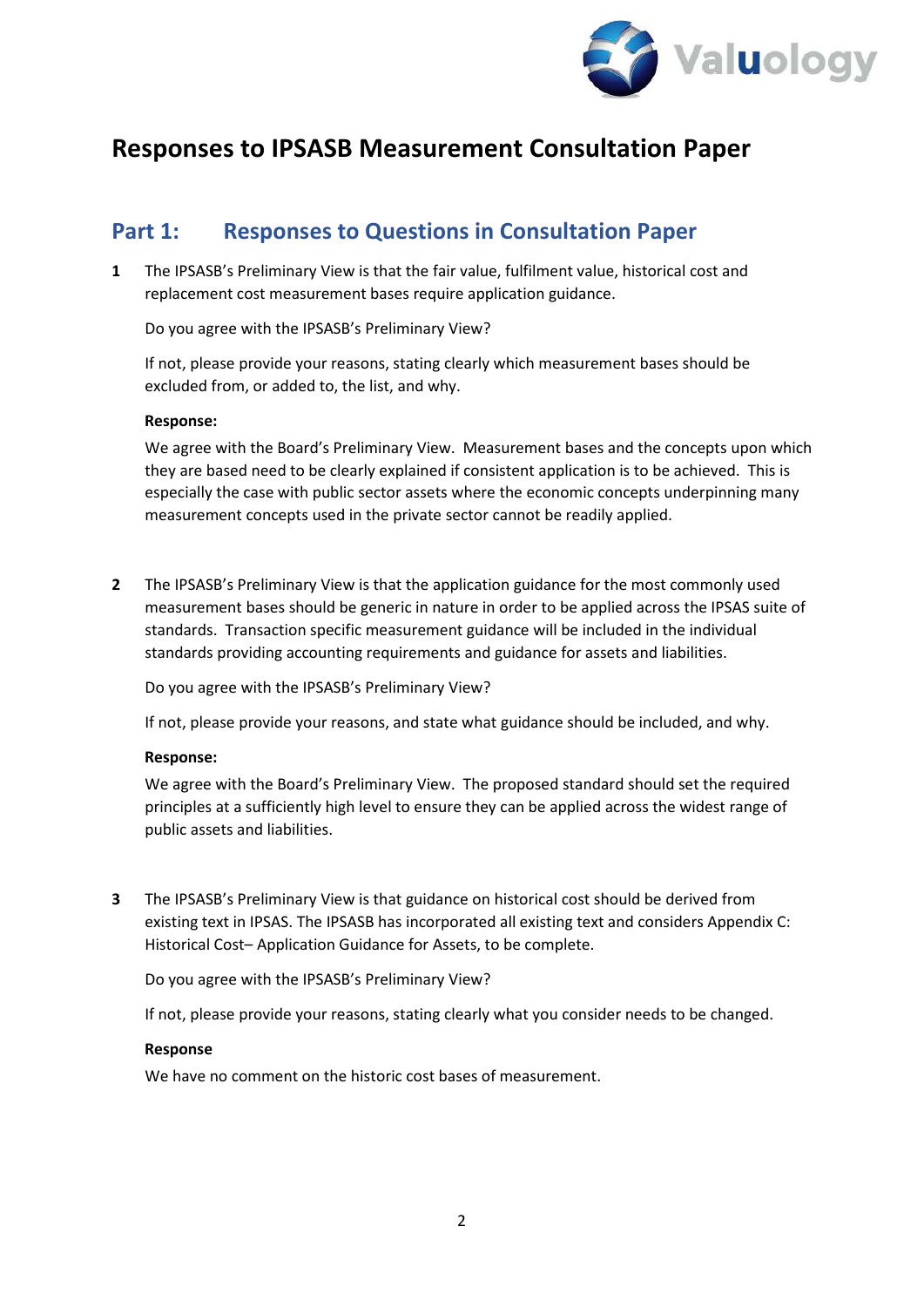# Responses to IPSASB Measurement Consultation Paper

## Part 1: Responses to Questions in Consultation Paper

**1** The IPSASB's Preliminary View is that the fair value, fulfilment value, historical cost and replacement cost measurement bases require application guidance.

Do you agree with the IPSASB's Preliminary View?

If not, please provide your reasons, stating clearly which measurement bases should be excluded from, or added to, the list, and why.

**Response:**

We agree with the Board's Preliminary View. Measurement bases and the concepts upon which they are based need to be clearly explained if consistent application is to be achieved. This is especially the case with public sector assets where the economic concepts underpinning many measurement concepts used in the private sector cannot be readily applied.

**2** The IPSASB's Preliminary View is that the application guidance for the most commonly used measurement bases should be generic in nature in order to be applied across the IPSAS suite of standards. Transaction specific measurement guidance will be included in the individual standards providing accounting requirements and guidance for assets and liabilities.

Do you agree with the IPSASB's Preliminary View?

If not, please provide your reasons, and state what guidance should be included, and why.

**Response:**

We agree with the Board's Preliminary View. The proposed standard should set the required principles at a sufficiently high level to ensure they can be applied across the widest range of public assets and liabilities.

**3** The IPSASB's Preliminary View is that guidance on historical cost should be derived from existing text in IPSAS. The IPSASB has incorporated all existing text and considers Appendix C: Historical Cost– Application Guidance for Assets, to be complete.

Do you agree with the IPSASB's Preliminary View?

If not, please provide your reasons, stating clearly what you consider needs to be changed.

**Response**

We have no comment on the historic cost bases of measurement.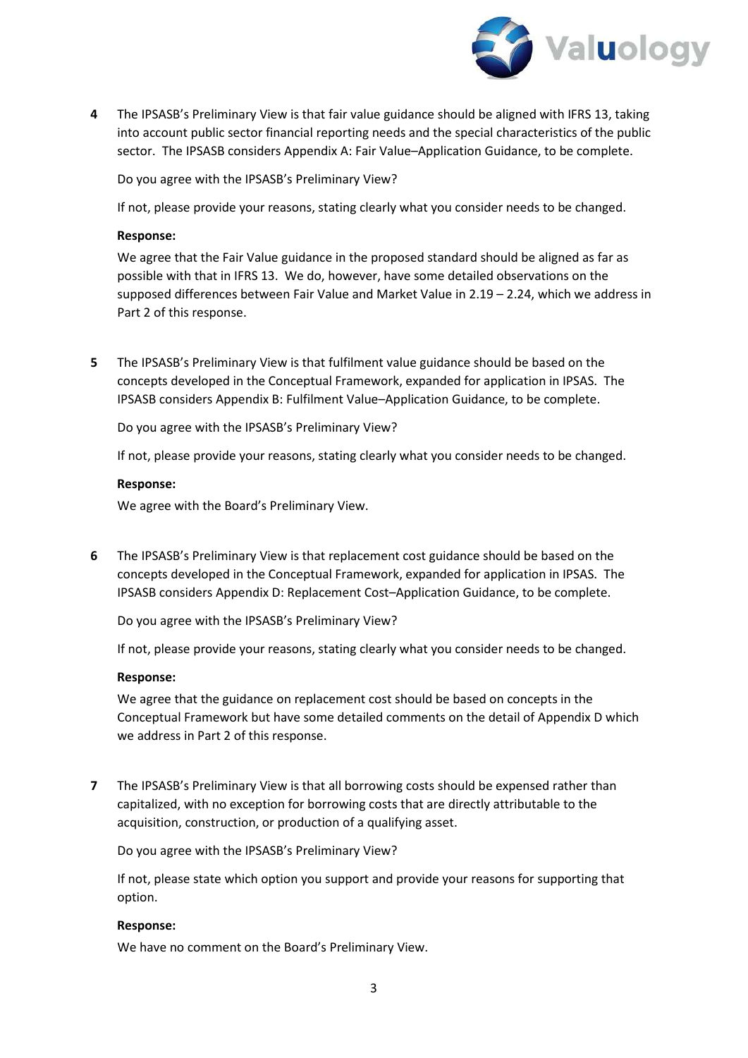**4** The IPSASB's Preliminary View is that fair value guidance should be aligned with IFRS 13, taking into account public sector financial reporting needs and the special characteristics of the public sector. The IPSASB considers Appendix A: Fair Value–Application Guidance, to be complete.

Do you agree with the IPSASB's Preliminary View?

If not, please provide your reasons, stating clearly what you consider needs to be changed.

**Response:**

We agree that the Fair Value guidance in the proposed standard should be aligned as far as possible with that in IFRS 13. We do, however, have some detailed observations on the supposed differences between Fair Value and Market Value in 2.19 – 2.24, which we address in Part 2 of this response.

**5** The IPSASB's Preliminary View is that fulfilment value guidance should be based on the concepts developed in the Conceptual Framework, expanded for application in IPSAS. The IPSASB considers Appendix B: Fulfilment Value–Application Guidance, to be complete.

Do you agree with the IPSASB's Preliminary View?

If not, please provide your reasons, stating clearly what you consider needs to be changed.

**Response:**

We agree with the Board's Preliminary View.

**6** The IPSASB's Preliminary View is that replacement cost guidance should be based on the concepts developed in the Conceptual Framework, expanded for application in IPSAS. The IPSASB considers Appendix D: Replacement Cost–Application Guidance, to be complete.

Do you agree with the IPSASB's Preliminary View?

If not, please provide your reasons, stating clearly what you consider needs to be changed.

**Response:**

We agree that the guidance on replacement cost should be based on concepts in the Conceptual Framework but have some detailed comments on the detail of Appendix D which we address in Part 2 of this response.

**7** The IPSASB's Preliminary View is that all borrowing costs should be expensed rather than capitalized, with no exception for borrowing costs that are directly attributable to the acquisition, construction, or production of a qualifying asset.

Do you agree with the IPSASB's Preliminary View?

If not, please state which option you support and provide your reasons for supporting that option.

**Response:**

We have no comment on the Board's Preliminary View.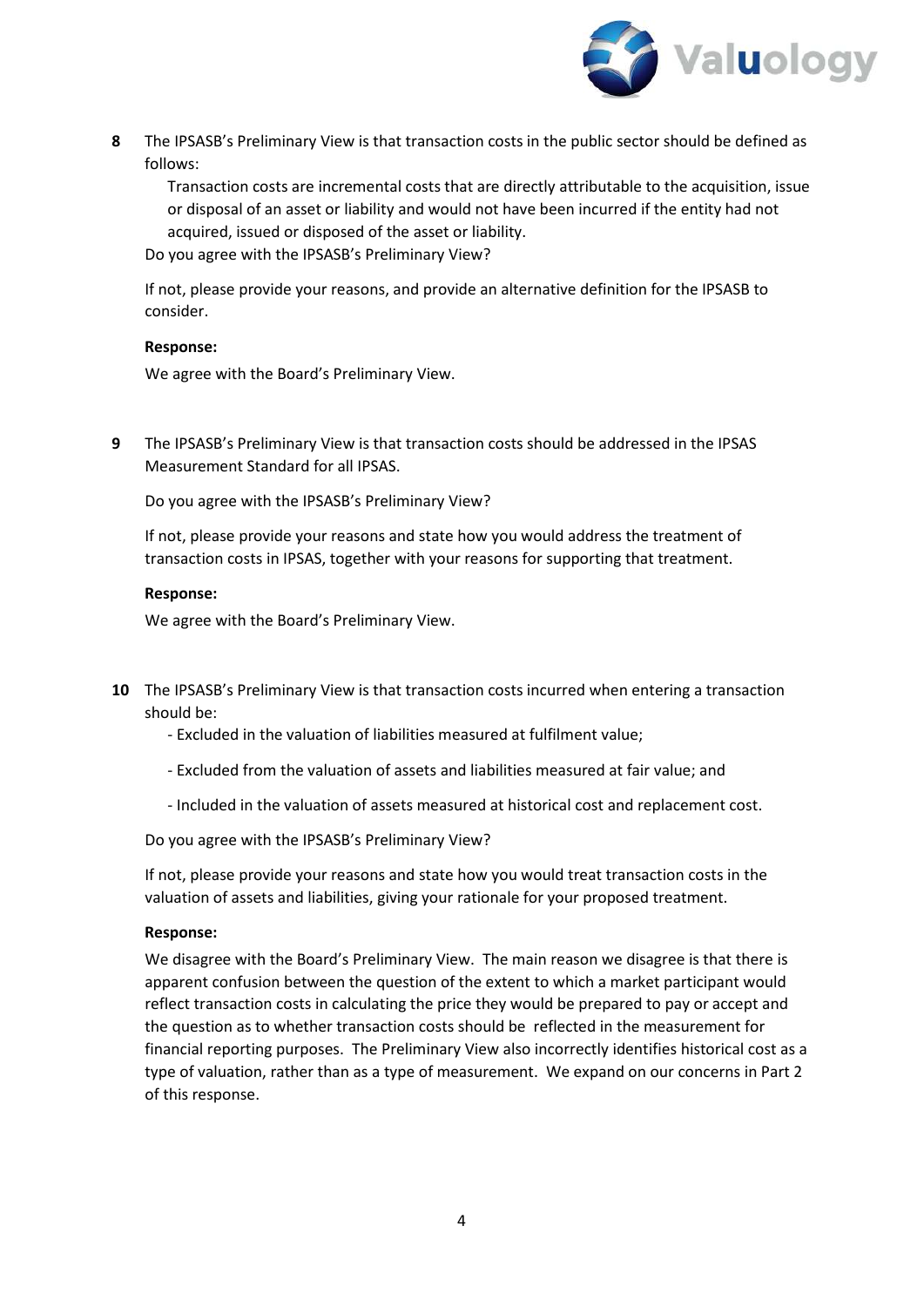**8** The IPSASB's Preliminary View is that transaction costs in the public sector should be defined as follows:

> Transaction costs are incremental costs that are directly attributable to the acquisition, issue or disposal of an asset or liability and would not have been incurred if the entity had not acquired, issued or disposed of the asset or liability.

Do you agree with the IPSASB's Preliminary View?

If not, please provide your reasons, and provide an alternative definition for the IPSASB to consider.

**Response:**

We agree with the Board's Preliminary View.

**9** The IPSASB's Preliminary View is that transaction costs should be addressed in the IPSAS Measurement Standard for all IPSAS.

Do you agree with the IPSASB's Preliminary View?

If not, please provide your reasons and state how you would address the treatment of transaction costs in IPSAS, together with your reasons for supporting that treatment.

**Response:**

We agree with the Board's Preliminary View.

**10** The IPSASB's Preliminary View is that transaction costs incurred when entering a transaction should be:

- Excluded in the valuation of liabilities measured at fulfilment value;
- Excluded from the valuation of assets and liabilities measured at fair value; and
- Included in the valuation of assets measured at historical cost and replacement cost.

Do you agree with the IPSASB's Preliminary View?

If not, please provide your reasons and state how you would treat transaction costs in the valuation of assets and liabilities, giving your rationale for your proposed treatment.

**Response:**

We disagree with the Board's Preliminary View. The main reason we disagree is that there is apparent confusion between the question of the extent to which a market participant would reflect transaction costs in calculating the price they would be prepared to pay or accept and the question as to whether transaction costs should be reflected in the measurement for financial reporting purposes. The Preliminary View also incorrectly identifies historical cost as a type of valuation, rather than as a type of measurement. We expand on our concerns in Part 2 of this response.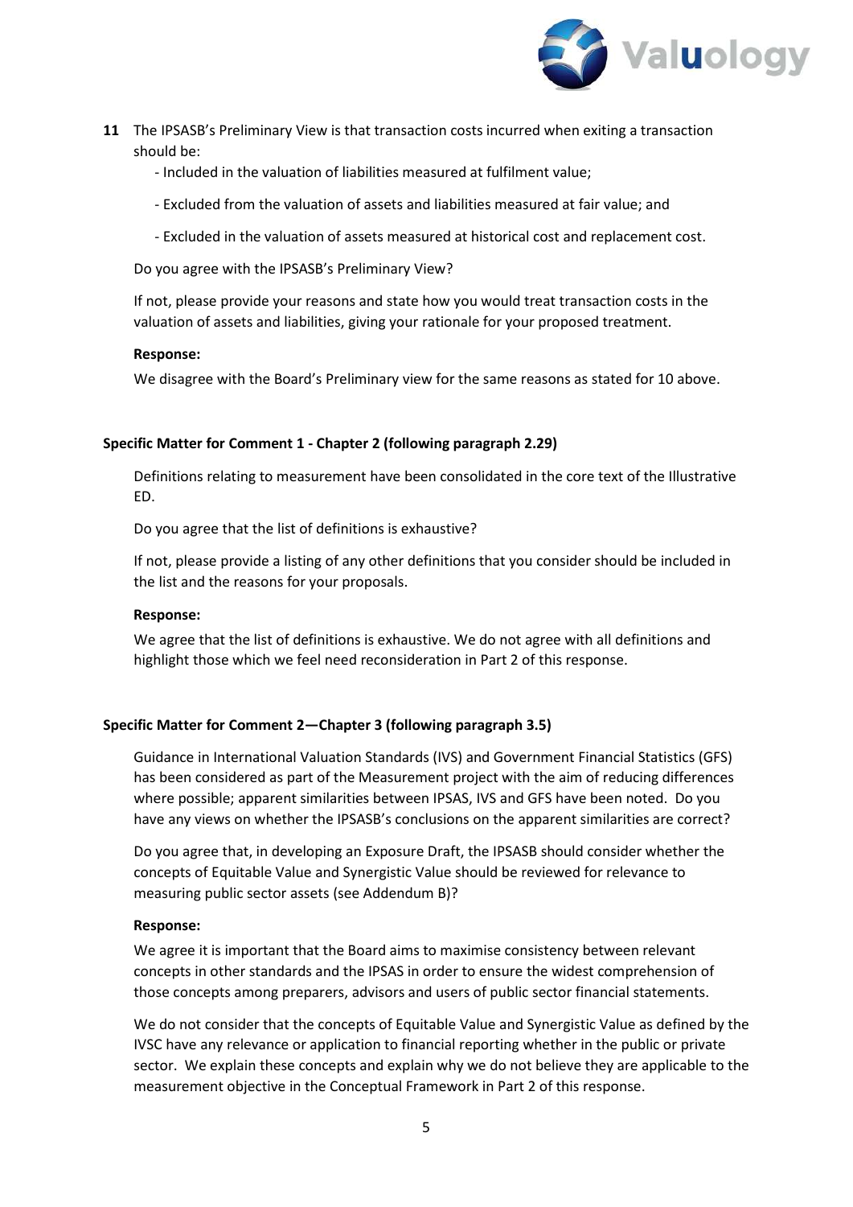**11** The IPSASB's Preliminary View is that transaction costs incurred when exiting a transaction should be:

- Included in the valuation of liabilities measured at fulfilment value;
- Excluded from the valuation of assets and liabilities measured at fair value; and
- Excluded in the valuation of assets measured at historical cost and replacement cost.

Do you agree with the IPSASB's Preliminary View?

If not, please provide your reasons and state how you would treat transaction costs in the valuation of assets and liabilities, giving your rationale for your proposed treatment.

**Response:**

We disagree with the Board's Preliminary view for the same reasons as stated for 10 above.

**Specific Matter for Comment 1 - Chapter 2 (following paragraph 2.29)**

Definitions relating to measurement have been consolidated in the core text of the Illustrative ED.

Do you agree that the list of definitions is exhaustive?

If not, please provide a listing of any other definitions that you consider should be included in the list and the reasons for your proposals.

**Response:**

We agree that the list of definitions is exhaustive. We do not agree with all definitions and highlight those which we feel need reconsideration in Part 2 of this response.

**Specific Matter for Comment 2—Chapter 3 (following paragraph 3.5)**

Guidance in International Valuation Standards (IVS) and Government Financial Statistics (GFS) has been considered as part of the Measurement project with the aim of reducing differences where possible; apparent similarities between IPSAS, IVS and GFS have been noted. Do you have any views on whether the IPSASB's conclusions on the apparent similarities are correct?

Do you agree that, in developing an Exposure Draft, the IPSASB should consider whether the concepts of Equitable Value and Synergistic Value should be reviewed for relevance to measuring public sector assets (see Addendum B)?

**Response:**

We agree it is important that the Board aims to maximise consistency between relevant concepts in other standards and the IPSAS in order to ensure the widest comprehension of those concepts among preparers, advisors and users of public sector financial statements.

We do not consider that the concepts of Equitable Value and Synergistic Value as defined by the IVSC have any relevance or application to financial reporting whether in the public or private sector. We explain these concepts and explain why we do not believe they are applicable to the measurement objective in the Conceptual Framework in Part 2 of this response.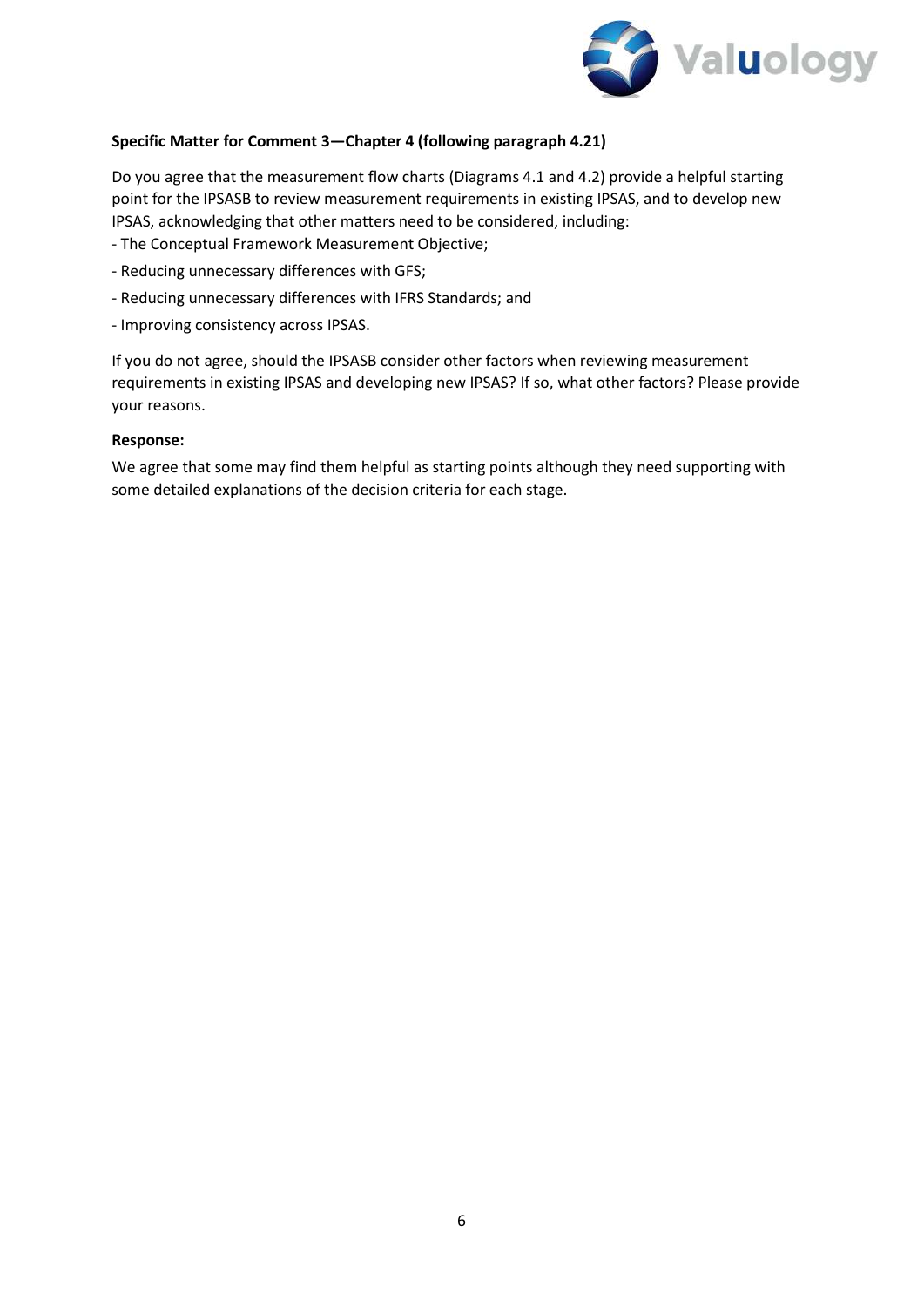**Specific Matter for Comment 3—Chapter 4 (following paragraph 4.21)**

Do you agree that the measurement flow charts (Diagrams 4.1 and 4.2) provide a helpful starting point for the IPSASB to review measurement requirements in existing IPSAS, and to develop new IPSAS, acknowledging that other matters need to be considered, including:

- The Conceptual Framework Measurement Objective;
- Reducing unnecessary differences with GFS;
- Reducing unnecessary differences with IFRS Standards; and
- Improving consistency across IPSAS.

If you do not agree, should the IPSASB consider other factors when reviewing measurement requirements in existing IPSAS and developing new IPSAS? If so, what other factors? Please provide your reasons.

**Response:**

We agree that some may find them helpful as starting points although they need supporting with some detailed explanations of the decision criteria for each stage.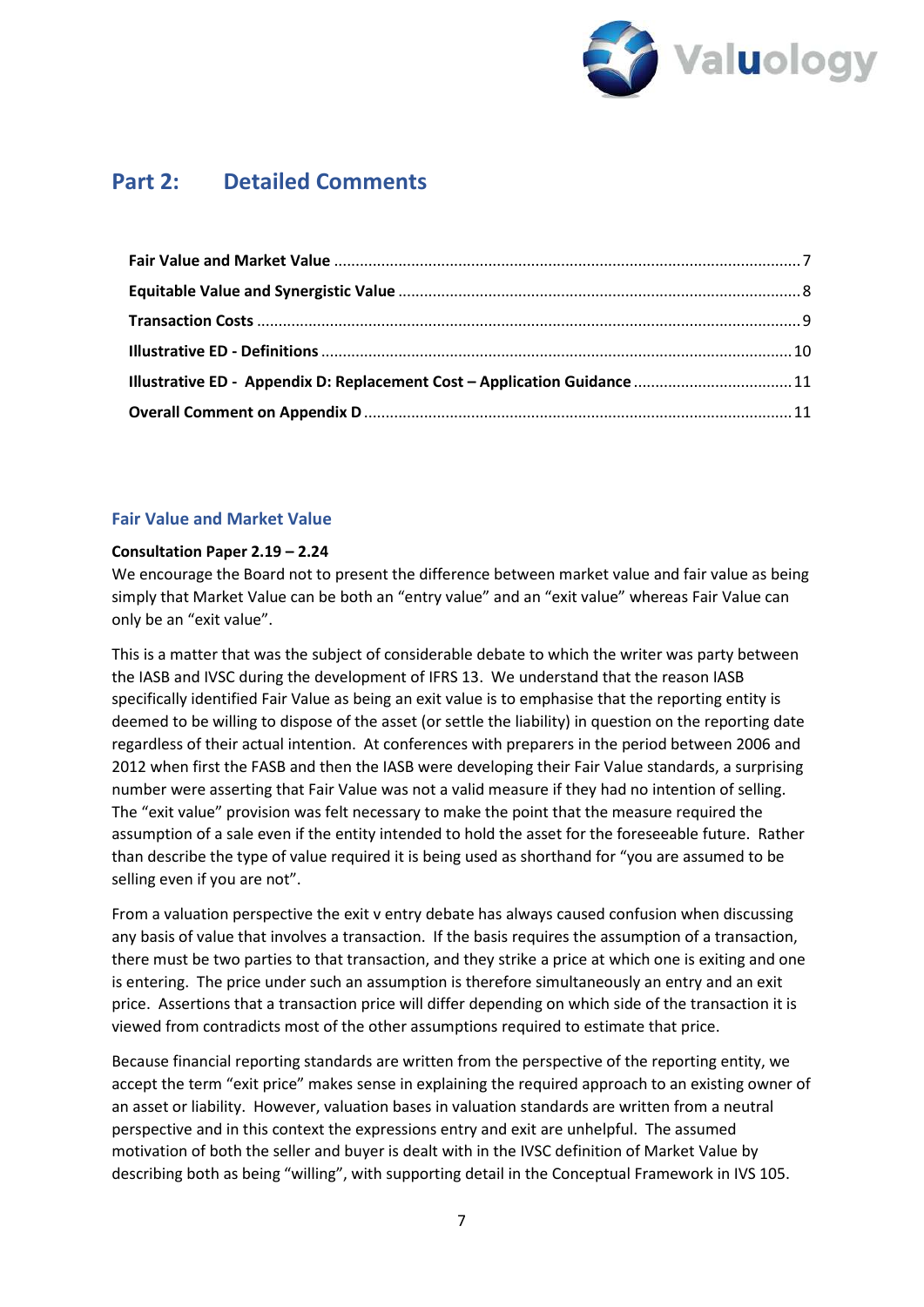## Part 2: Detailed Comments

- **Fair Value and Market Value** ........ 7
- **Equitable Value and Synergistic Value** ........ 8
- **Transaction Costs** ........ 9
- **Illustrative ED - Definitions** ........ 10
- **Illustrative ED - Appendix D: Replacement Cost – Application Guidance** ........ 11
- **Overall Comment on Appendix D** ........ 11

### Fair Value and Market Value

**Consultation Paper 2.19 – 2.24**

We encourage the Board not to present the difference between market value and fair value as being simply that Market Value can be both an "entry value" and an "exit value" whereas Fair Value can only be an "exit value".

This is a matter that was the subject of considerable debate to which the writer was party between the IASB and IVSC during the development of IFRS 13. We understand that the reason IASB specifically identified Fair Value as being an exit value is to emphasise that the reporting entity is deemed to be willing to dispose of the asset (or settle the liability) in question on the reporting date regardless of their actual intention. At conferences with preparers in the period between 2006 and 2012 when first the FASB and then the IASB were developing their Fair Value standards, a surprising number were asserting that Fair Value was not a valid measure if they had no intention of selling. The "exit value" provision was felt necessary to make the point that the measure required the assumption of a sale even if the entity intended to hold the asset for the foreseeable future. Rather than describe the type of value required it is being used as shorthand for "you are assumed to be selling even if you are not".

From a valuation perspective the exit v entry debate has always caused confusion when discussing any basis of value that involves a transaction. If the basis requires the assumption of a transaction, there must be two parties to that transaction, and they strike a price at which one is exiting and one is entering. The price under such an assumption is therefore simultaneously an entry and an exit price. Assertions that a transaction price will differ depending on which side of the transaction it is viewed from contradicts most of the other assumptions required to estimate that price.

Because financial reporting standards are written from the perspective of the reporting entity, we accept the term "exit price" makes sense in explaining the required approach to an existing owner of an asset or liability. However, valuation bases in valuation standards are written from a neutral perspective and in this context the expressions entry and exit are unhelpful. The assumed motivation of both the seller and buyer is dealt with in the IVSC definition of Market Value by describing both as being "willing", with supporting detail in the Conceptual Framework in IVS 105.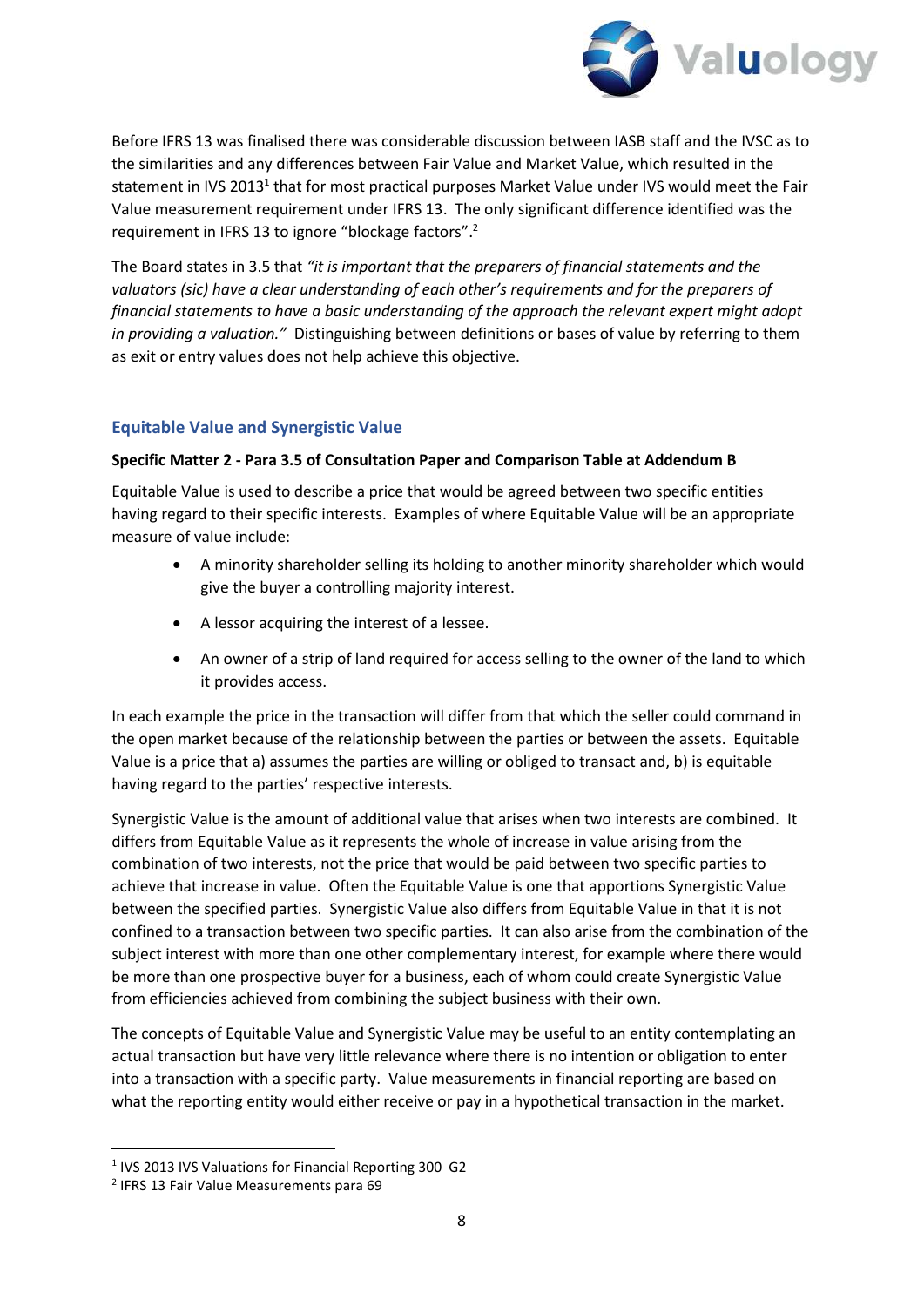Before IFRS 13 was finalised there was considerable discussion between IASB staff and the IVSC as to the similarities and any differences between Fair Value and Market Value, which resulted in the statement in IVS 2013[1] that for most practical purposes Market Value under IVS would meet the Fair Value measurement requirement under IFRS 13. The only significant difference identified was the requirement in IFRS 13 to ignore "blockage factors".[2]

The Board states in 3.5 that *"it is important that the preparers of financial statements and the valuators (sic) have a clear understanding of each other's requirements and for the preparers of financial statements to have a basic understanding of the approach the relevant expert might adopt in providing a valuation."* Distinguishing between definitions or bases of value by referring to them as exit or entry values does not help achieve this objective.

## Equitable Value and Synergistic Value

**Specific Matter 2 - Para 3.5 of Consultation Paper and Comparison Table at Addendum B**

Equitable Value is used to describe a price that would be agreed between two specific entities having regard to their specific interests. Examples of where Equitable Value will be an appropriate measure of value include:

- A minority shareholder selling its holding to another minority shareholder which would give the buyer a controlling majority interest.
- A lessor acquiring the interest of a lessee.
- An owner of a strip of land required for access selling to the owner of the land to which it provides access.

In each example the price in the transaction will differ from that which the seller could command in the open market because of the relationship between the parties or between the assets. Equitable Value is a price that a) assumes the parties are willing or obliged to transact and, b) is equitable having regard to the parties' respective interests.

Synergistic Value is the amount of additional value that arises when two interests are combined. It differs from Equitable Value as it represents the whole of increase in value arising from the combination of two interests, not the price that would be paid between two specific parties to achieve that increase in value. Often the Equitable Value is one that apportions Synergistic Value between the specified parties. Synergistic Value also differs from Equitable Value in that it is not confined to a transaction between two specific parties. It can also arise from the combination of the subject interest with more than one other complementary interest, for example where there would be more than one prospective buyer for a business, each of whom could create Synergistic Value from efficiencies achieved from combining the subject business with their own.

The concepts of Equitable Value and Synergistic Value may be useful to an entity contemplating an actual transaction but have very little relevance where there is no intention or obligation to enter into a transaction with a specific party. Value measurements in financial reporting are based on what the reporting entity would either receive or pay in a hypothetical transaction in the market.

---

[1] IVS 2013 IVS Valuations for Financial Reporting 300 G2

[2] IFRS 13 Fair Value Measurements para 69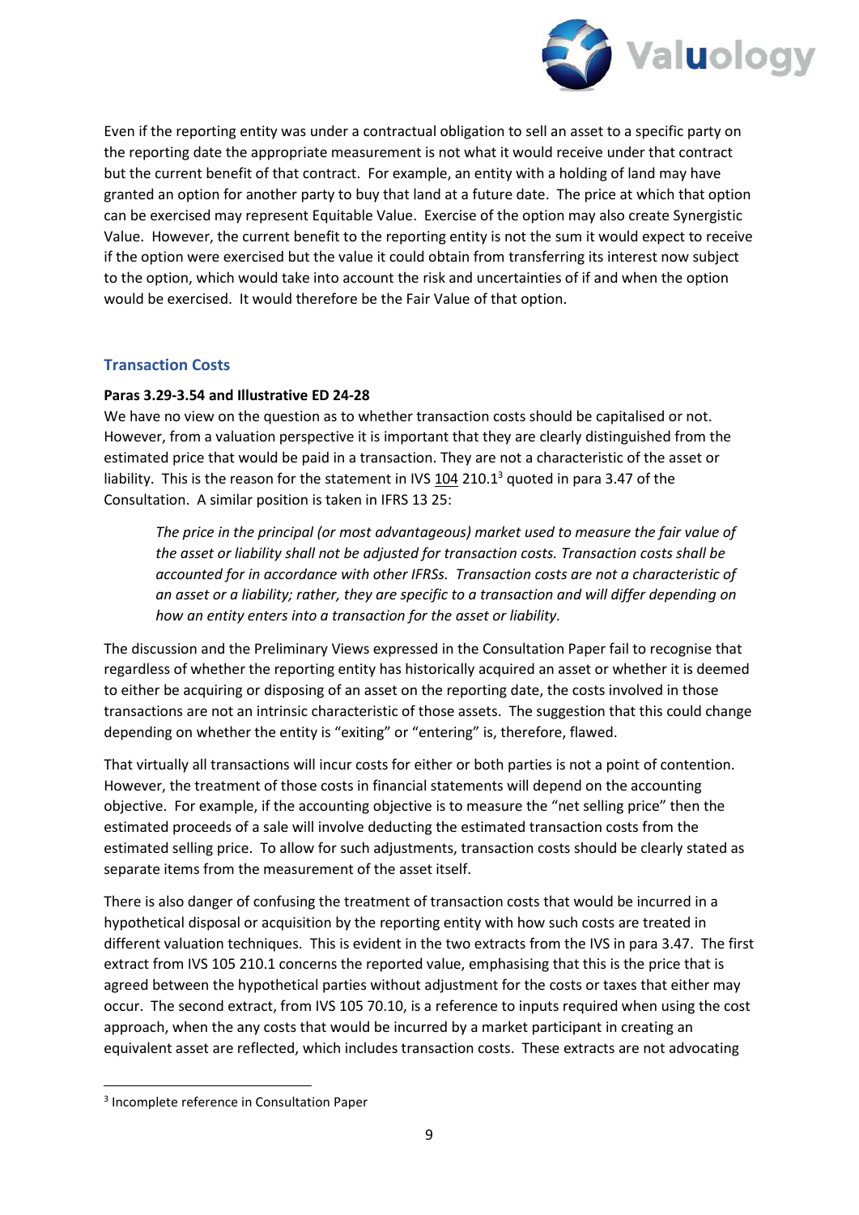Even if the reporting entity was under a contractual obligation to sell an asset to a specific party on the reporting date the appropriate measurement is not what it would receive under that contract but the current benefit of that contract. For example, an entity with a holding of land may have granted an option for another party to buy that land at a future date. The price at which that option can be exercised may represent Equitable Value. Exercise of the option may also create Synergistic Value. However, the current benefit to the reporting entity is not the sum it would expect to receive if the option were exercised but the value it could obtain from transferring its interest now subject to the option, which would take into account the risk and uncertainties of if and when the option would be exercised. It would therefore be the Fair Value of that option.

### Transaction Costs

**Paras 3.29-3.54 and Illustrative ED 24-28**

We have no view on the question as to whether transaction costs should be capitalised or not. However, from a valuation perspective it is important that they are clearly distinguished from the estimated price that would be paid in a transaction. They are not a characteristic of the asset or liability. This is the reason for the statement in IVS 104 210.1[3] quoted in para 3.47 of the Consultation. A similar position is taken in IFRS 13 25:

> *The price in the principal (or most advantageous) market used to measure the fair value of the asset or liability shall not be adjusted for transaction costs. Transaction costs shall be accounted for in accordance with other IFRSs. Transaction costs are not a characteristic of an asset or a liability; rather, they are specific to a transaction and will differ depending on how an entity enters into a transaction for the asset or liability.*

The discussion and the Preliminary Views expressed in the Consultation Paper fail to recognise that regardless of whether the reporting entity has historically acquired an asset or whether it is deemed to either be acquiring or disposing of an asset on the reporting date, the costs involved in those transactions are not an intrinsic characteristic of those assets. The suggestion that this could change depending on whether the entity is "exiting" or "entering" is, therefore, flawed.

That virtually all transactions will incur costs for either or both parties is not a point of contention. However, the treatment of those costs in financial statements will depend on the accounting objective. For example, if the accounting objective is to measure the "net selling price" then the estimated proceeds of a sale will involve deducting the estimated transaction costs from the estimated selling price. To allow for such adjustments, transaction costs should be clearly stated as separate items from the measurement of the asset itself.

There is also danger of confusing the treatment of transaction costs that would be incurred in a hypothetical disposal or acquisition by the reporting entity with how such costs are treated in different valuation techniques. This is evident in the two extracts from the IVS in para 3.47. The first extract from IVS 105 210.1 concerns the reported value, emphasising that this is the price that is agreed between the hypothetical parties without adjustment for the costs or taxes that either may occur. The second extract, from IVS 105 70.10, is a reference to inputs required when using the cost approach, when the any costs that would be incurred by a market participant in creating an equivalent asset are reflected, which includes transaction costs. These extracts are not advocating

---

[3] Incomplete reference in Consultation Paper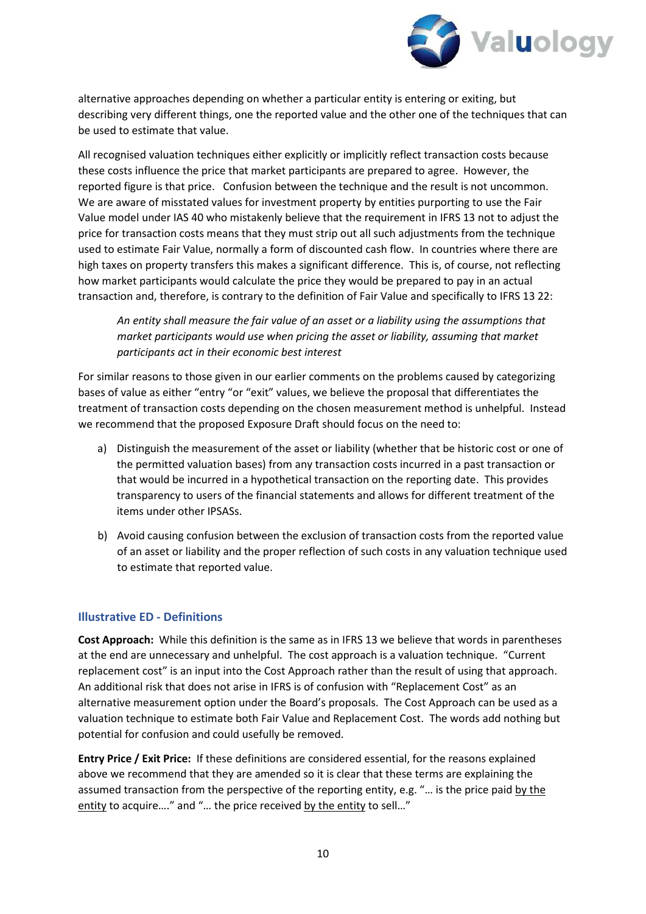alternative approaches depending on whether a particular entity is entering or exiting, but describing very different things, one the reported value and the other one of the techniques that can be used to estimate that value.

All recognised valuation techniques either explicitly or implicitly reflect transaction costs because these costs influence the price that market participants are prepared to agree. However, the reported figure is that price. Confusion between the technique and the result is not uncommon. We are aware of misstated values for investment property by entities purporting to use the Fair Value model under IAS 40 who mistakenly believe that the requirement in IFRS 13 not to adjust the price for transaction costs means that they must strip out all such adjustments from the technique used to estimate Fair Value, normally a form of discounted cash flow. In countries where there are high taxes on property transfers this makes a significant difference. This is, of course, not reflecting how market participants would calculate the price they would be prepared to pay in an actual transaction and, therefore, is contrary to the definition of Fair Value and specifically to IFRS 13 22:

> *An entity shall measure the fair value of an asset or a liability using the assumptions that market participants would use when pricing the asset or liability, assuming that market participants act in their economic best interest*

For similar reasons to those given in our earlier comments on the problems caused by categorizing bases of value as either "entry "or "exit" values, we believe the proposal that differentiates the treatment of transaction costs depending on the chosen measurement method is unhelpful. Instead we recommend that the proposed Exposure Draft should focus on the need to:

a) Distinguish the measurement of the asset or liability (whether that be historic cost or one of the permitted valuation bases) from any transaction costs incurred in a past transaction or that would be incurred in a hypothetical transaction on the reporting date. This provides transparency to users of the financial statements and allows for different treatment of the items under other IPSASs.

b) Avoid causing confusion between the exclusion of transaction costs from the reported value of an asset or liability and the proper reflection of such costs in any valuation technique used to estimate that reported value.

### Illustrative ED - Definitions

**Cost Approach:** While this definition is the same as in IFRS 13 we believe that words in parentheses at the end are unnecessary and unhelpful. The cost approach is a valuation technique. "Current replacement cost" is an input into the Cost Approach rather than the result of using that approach. An additional risk that does not arise in IFRS is of confusion with "Replacement Cost" as an alternative measurement option under the Board's proposals. The Cost Approach can be used as a valuation technique to estimate both Fair Value and Replacement Cost. The words add nothing but potential for confusion and could usefully be removed.

**Entry Price / Exit Price:** If these definitions are considered essential, for the reasons explained above we recommend that they are amended so it is clear that these terms are explaining the assumed transaction from the perspective of the reporting entity, e.g. "… is the price paid <u>by the entity</u> to acquire…." and "… the price received <u>by the entity</u> to sell…"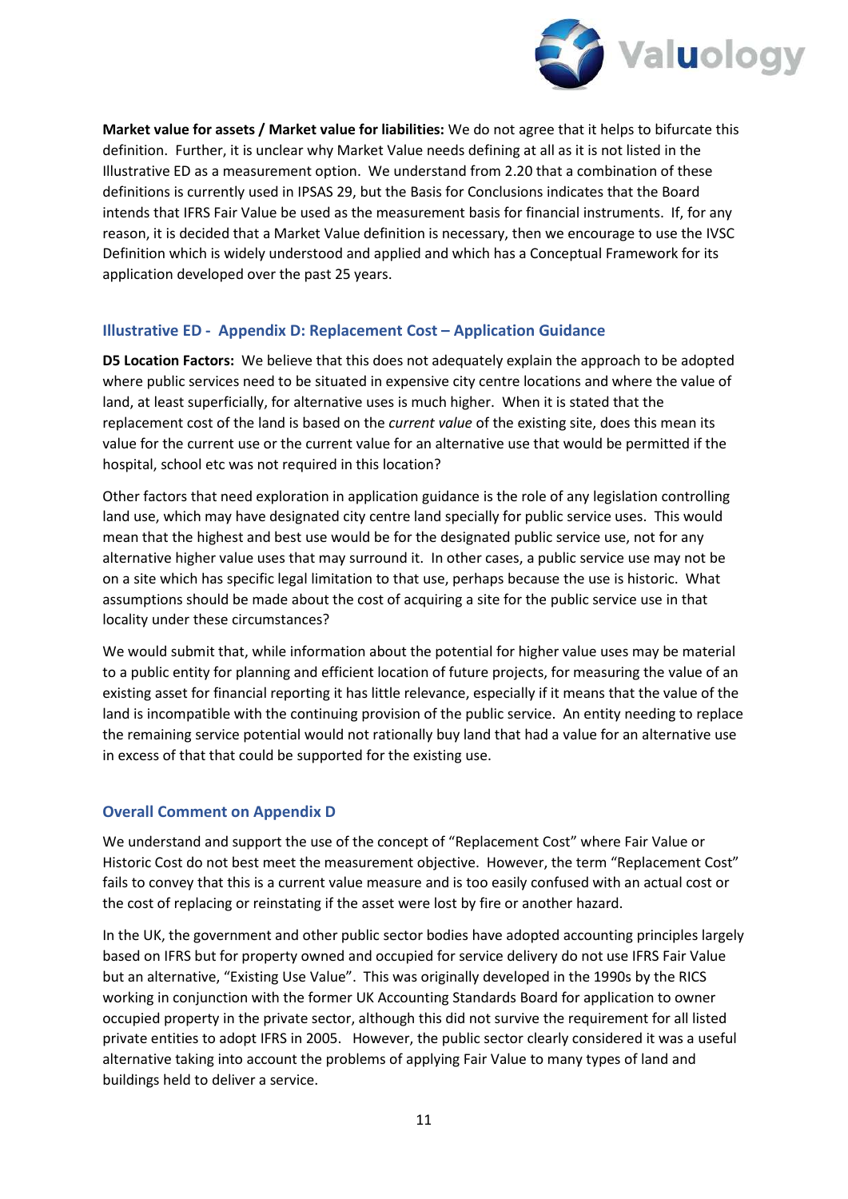**Market value for assets / Market value for liabilities:** We do not agree that it helps to bifurcate this definition. Further, it is unclear why Market Value needs defining at all as it is not listed in the Illustrative ED as a measurement option. We understand from 2.20 that a combination of these definitions is currently used in IPSAS 29, but the Basis for Conclusions indicates that the Board intends that IFRS Fair Value be used as the measurement basis for financial instruments. If, for any reason, it is decided that a Market Value definition is necessary, then we encourage to use the IVSC Definition which is widely understood and applied and which has a Conceptual Framework for its application developed over the past 25 years.

### Illustrative ED - Appendix D: Replacement Cost – Application Guidance

**D5 Location Factors:** We believe that this does not adequately explain the approach to be adopted where public services need to be situated in expensive city centre locations and where the value of land, at least superficially, for alternative uses is much higher. When it is stated that the replacement cost of the land is based on the *current value* of the existing site, does this mean its value for the current use or the current value for an alternative use that would be permitted if the hospital, school etc was not required in this location?

Other factors that need exploration in application guidance is the role of any legislation controlling land use, which may have designated city centre land specially for public service uses. This would mean that the highest and best use would be for the designated public service use, not for any alternative higher value uses that may surround it. In other cases, a public service use may not be on a site which has specific legal limitation to that use, perhaps because the use is historic. What assumptions should be made about the cost of acquiring a site for the public service use in that locality under these circumstances?

We would submit that, while information about the potential for higher value uses may be material to a public entity for planning and efficient location of future projects, for measuring the value of an existing asset for financial reporting it has little relevance, especially if it means that the value of the land is incompatible with the continuing provision of the public service. An entity needing to replace the remaining service potential would not rationally buy land that had a value for an alternative use in excess of that that could be supported for the existing use.

### Overall Comment on Appendix D

We understand and support the use of the concept of "Replacement Cost" where Fair Value or Historic Cost do not best meet the measurement objective. However, the term "Replacement Cost" fails to convey that this is a current value measure and is too easily confused with an actual cost or the cost of replacing or reinstating if the asset were lost by fire or another hazard.

In the UK, the government and other public sector bodies have adopted accounting principles largely based on IFRS but for property owned and occupied for service delivery do not use IFRS Fair Value but an alternative, "Existing Use Value". This was originally developed in the 1990s by the RICS working in conjunction with the former UK Accounting Standards Board for application to owner occupied property in the private sector, although this did not survive the requirement for all listed private entities to adopt IFRS in 2005. However, the public sector clearly considered it was a useful alternative taking into account the problems of applying Fair Value to many types of land and buildings held to deliver a service.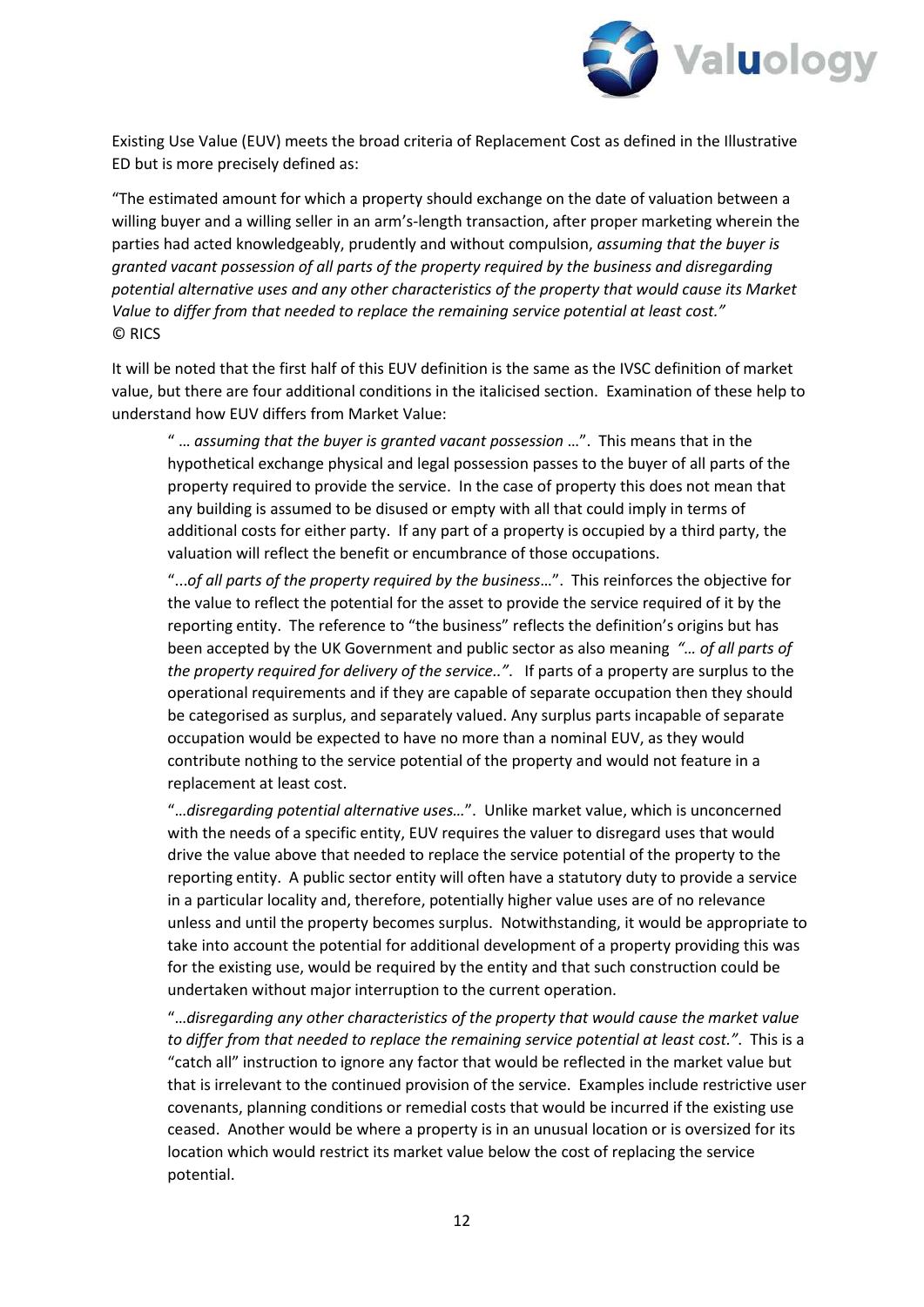Existing Use Value (EUV) meets the broad criteria of Replacement Cost as defined in the Illustrative ED but is more precisely defined as:

"The estimated amount for which a property should exchange on the date of valuation between a willing buyer and a willing seller in an arm's-length transaction, after proper marketing wherein the parties had acted knowledgeably, prudently and without compulsion, *assuming that the buyer is granted vacant possession of all parts of the property required by the business and disregarding potential alternative uses and any other characteristics of the property that would cause its Market Value to differ from that needed to replace the remaining service potential at least cost."*
© RICS

It will be noted that the first half of this EUV definition is the same as the IVSC definition of market value, but there are four additional conditions in the italicised section. Examination of these help to understand how EUV differs from Market Value:

> " … *assuming that the buyer is granted vacant possession* …". This means that in the hypothetical exchange physical and legal possession passes to the buyer of all parts of the property required to provide the service. In the case of property this does not mean that any building is assumed to be disused or empty with all that could imply in terms of additional costs for either party. If any part of a property is occupied by a third party, the valuation will reflect the benefit or encumbrance of those occupations.
>
> "...*of all parts of the property required by the business*…". This reinforces the objective for the value to reflect the potential for the asset to provide the service required of it by the reporting entity. The reference to "the business" reflects the definition's origins but has been accepted by the UK Government and public sector as also meaning *"… of all parts of the property required for delivery of the service.."*. If parts of a property are surplus to the operational requirements and if they are capable of separate occupation then they should be categorised as surplus, and separately valued. Any surplus parts incapable of separate occupation would be expected to have no more than a nominal EUV, as they would contribute nothing to the service potential of the property and would not feature in a replacement at least cost.
>
> "…*disregarding potential alternative uses*…". Unlike market value, which is unconcerned with the needs of a specific entity, EUV requires the valuer to disregard uses that would drive the value above that needed to replace the service potential of the property to the reporting entity. A public sector entity will often have a statutory duty to provide a service in a particular locality and, therefore, potentially higher value uses are of no relevance unless and until the property becomes surplus. Notwithstanding, it would be appropriate to take into account the potential for additional development of a property providing this was for the existing use, would be required by the entity and that such construction could be undertaken without major interruption to the current operation.
>
> "…*disregarding any other characteristics of the property that would cause the market value to differ from that needed to replace the remaining service potential at least cost."*. This is a "catch all" instruction to ignore any factor that would be reflected in the market value but that is irrelevant to the continued provision of the service. Examples include restrictive user covenants, planning conditions or remedial costs that would be incurred if the existing use ceased. Another would be where a property is in an unusual location or is oversized for its location which would restrict its market value below the cost of replacing the service potential.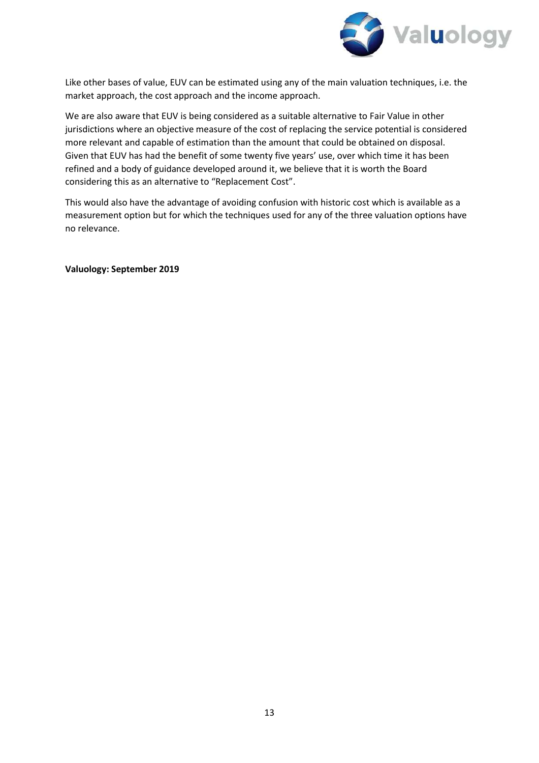Like other bases of value, EUV can be estimated using any of the main valuation techniques, i.e. the market approach, the cost approach and the income approach.

We are also aware that EUV is being considered as a suitable alternative to Fair Value in other jurisdictions where an objective measure of the cost of replacing the service potential is considered more relevant and capable of estimation than the amount that could be obtained on disposal. Given that EUV has had the benefit of some twenty five years' use, over which time it has been refined and a body of guidance developed around it, we believe that it is worth the Board considering this as an alternative to "Replacement Cost".

This would also have the advantage of avoiding confusion with historic cost which is available as a measurement option but for which the techniques used for any of the three valuation options have no relevance.

**Valuology: September 2019**